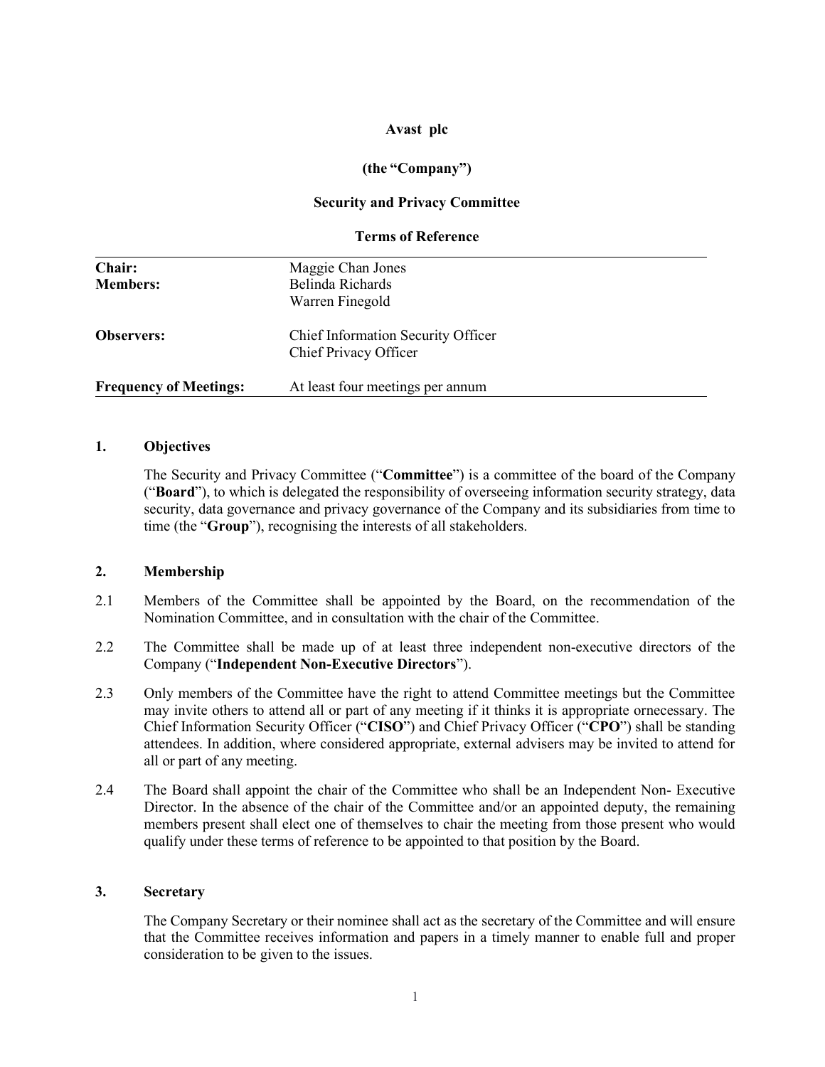**Avast plc**

**(the "Company")**

**Security and Privacy Committee**

**Terms of Reference**

| | |
|---|---|
| **Chair:** | Maggie Chan Jones |
| **Members:** | Belinda Richards<br>Warren Finegold |
| **Observers:** | Chief Information Security Officer<br>Chief Privacy Officer |
| **Frequency of Meetings:** | At least four meetings per annum |

## 1. Objectives

The Security and Privacy Committee ("**Committee**") is a committee of the board of the Company ("**Board**"), to which is delegated the responsibility of overseeing information security strategy, data security, data governance and privacy governance of the Company and its subsidiaries from time to time (the "**Group**"), recognising the interests of all stakeholders.

## 2. Membership

2.1 Members of the Committee shall be appointed by the Board, on the recommendation of the Nomination Committee, and in consultation with the chair of the Committee.

2.2 The Committee shall be made up of at least three independent non-executive directors of the Company ("**Independent Non-Executive Directors**").

2.3 Only members of the Committee have the right to attend Committee meetings but the Committee may invite others to attend all or part of any meeting if it thinks it is appropriate ornecessary. The Chief Information Security Officer ("**CISO**") and Chief Privacy Officer ("**CPO**") shall be standing attendees. In addition, where considered appropriate, external advisers may be invited to attend for all or part of any meeting.

2.4 The Board shall appoint the chair of the Committee who shall be an Independent Non- Executive Director. In the absence of the chair of the Committee and/or an appointed deputy, the remaining members present shall elect one of themselves to chair the meeting from those present who would qualify under these terms of reference to be appointed to that position by the Board.

## 3. Secretary

The Company Secretary or their nominee shall act as the secretary of the Committee and will ensure that the Committee receives information and papers in a timely manner to enable full and proper consideration to be given to the issues.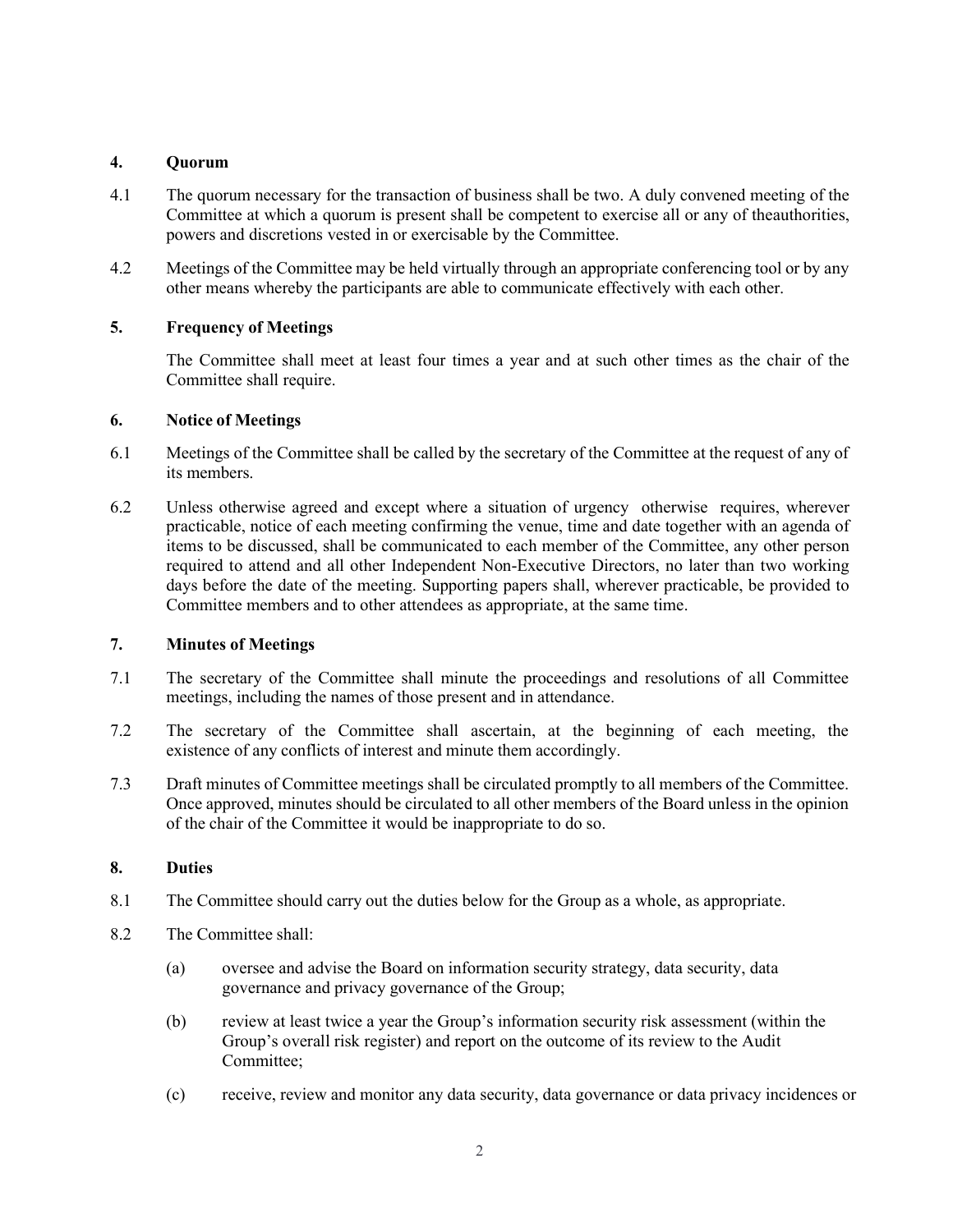## 4. Quorum

4.1 The quorum necessary for the transaction of business shall be two. A duly convened meeting of the Committee at which a quorum is present shall be competent to exercise all or any of theauthorities, powers and discretions vested in or exercisable by the Committee.

4.2 Meetings of the Committee may be held virtually through an appropriate conferencing tool or by any other means whereby the participants are able to communicate effectively with each other.

## 5. Frequency of Meetings

The Committee shall meet at least four times a year and at such other times as the chair of the Committee shall require.

## 6. Notice of Meetings

6.1 Meetings of the Committee shall be called by the secretary of the Committee at the request of any of its members.

6.2 Unless otherwise agreed and except where a situation of urgency otherwise requires, wherever practicable, notice of each meeting confirming the venue, time and date together with an agenda of items to be discussed, shall be communicated to each member of the Committee, any other person required to attend and all other Independent Non-Executive Directors, no later than two working days before the date of the meeting. Supporting papers shall, wherever practicable, be provided to Committee members and to other attendees as appropriate, at the same time.

## 7. Minutes of Meetings

7.1 The secretary of the Committee shall minute the proceedings and resolutions of all Committee meetings, including the names of those present and in attendance.

7.2 The secretary of the Committee shall ascertain, at the beginning of each meeting, the existence of any conflicts of interest and minute them accordingly.

7.3 Draft minutes of Committee meetings shall be circulated promptly to all members of the Committee. Once approved, minutes should be circulated to all other members of the Board unless in the opinion of the chair of the Committee it would be inappropriate to do so.

## 8. Duties

8.1 The Committee should carry out the duties below for the Group as a whole, as appropriate.

8.2 The Committee shall:

(a) oversee and advise the Board on information security strategy, data security, data governance and privacy governance of the Group;

(b) review at least twice a year the Group's information security risk assessment (within the Group's overall risk register) and report on the outcome of its review to the Audit Committee;

(c) receive, review and monitor any data security, data governance or data privacy incidences or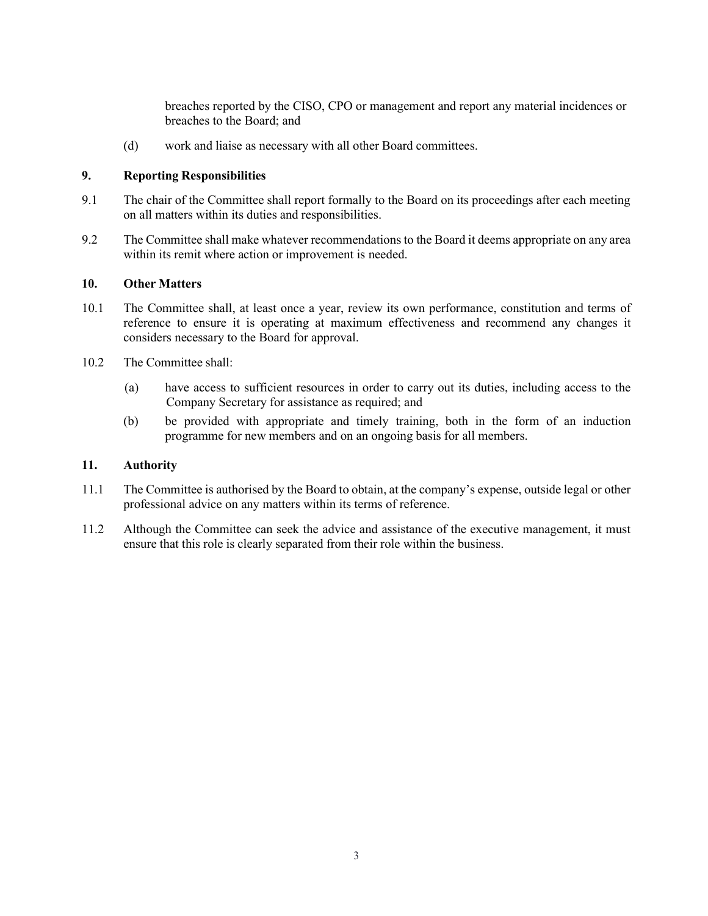breaches reported by the CISO, CPO or management and report any material incidences or breaches to the Board; and

(d) work and liaise as necessary with all other Board committees.

## 9. Reporting Responsibilities

9.1 The chair of the Committee shall report formally to the Board on its proceedings after each meeting on all matters within its duties and responsibilities.

9.2 The Committee shall make whatever recommendations to the Board it deems appropriate on any area within its remit where action or improvement is needed.

## 10. Other Matters

10.1 The Committee shall, at least once a year, review its own performance, constitution and terms of reference to ensure it is operating at maximum effectiveness and recommend any changes it considers necessary to the Board for approval.

10.2 The Committee shall:

(a) have access to sufficient resources in order to carry out its duties, including access to the Company Secretary for assistance as required; and

(b) be provided with appropriate and timely training, both in the form of an induction programme for new members and on an ongoing basis for all members.

## 11. Authority

11.1 The Committee is authorised by the Board to obtain, at the company's expense, outside legal or other professional advice on any matters within its terms of reference.

11.2 Although the Committee can seek the advice and assistance of the executive management, it must ensure that this role is clearly separated from their role within the business.